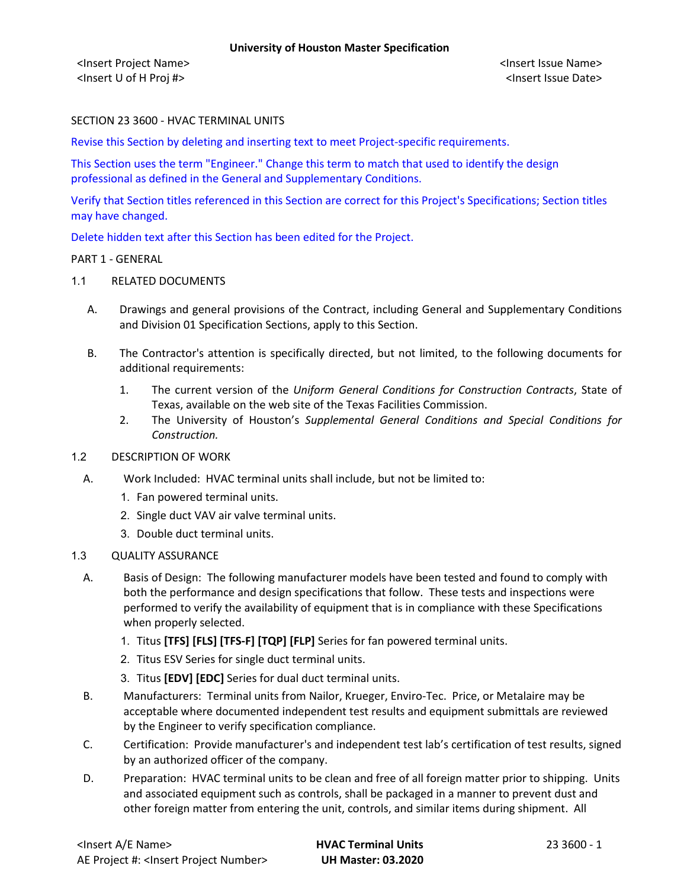**University of Houston Master Specification**

<Insert Project Name>
<Insert U of H Proj #>

<Insert Issue Name>
<Insert Issue Date>

SECTION 23 3600 - HVAC TERMINAL UNITS

Revise this Section by deleting and inserting text to meet Project-specific requirements.

This Section uses the term "Engineer." Change this term to match that used to identify the design professional as defined in the General and Supplementary Conditions.

Verify that Section titles referenced in this Section are correct for this Project's Specifications; Section titles may have changed.

Delete hidden text after this Section has been edited for the Project.

PART 1 - GENERAL

1.1 RELATED DOCUMENTS

A. Drawings and general provisions of the Contract, including General and Supplementary Conditions and Division 01 Specification Sections, apply to this Section.

B. The Contractor's attention is specifically directed, but not limited, to the following documents for additional requirements:

1. The current version of the *Uniform General Conditions for Construction Contracts*, State of Texas, available on the web site of the Texas Facilities Commission.
2. The University of Houston's *Supplemental General Conditions and Special Conditions for Construction.*

1.2 DESCRIPTION OF WORK

A. Work Included: HVAC terminal units shall include, but not be limited to:

1. Fan powered terminal units.
2. Single duct VAV air valve terminal units.
3. Double duct terminal units.

1.3 QUALITY ASSURANCE

A. Basis of Design: The following manufacturer models have been tested and found to comply with both the performance and design specifications that follow. These tests and inspections were performed to verify the availability of equipment that is in compliance with these Specifications when properly selected.

1. Titus **[TFS] [FLS] [TFS-F] [TQP] [FLP]** Series for fan powered terminal units.
2. Titus ESV Series for single duct terminal units.
3. Titus **[EDV] [EDC]** Series for dual duct terminal units.

B. Manufacturers: Terminal units from Nailor, Krueger, Enviro-Tec. Price, or Metalaire may be acceptable where documented independent test results and equipment submittals are reviewed by the Engineer to verify specification compliance.

C. Certification: Provide manufacturer's and independent test lab's certification of test results, signed by an authorized officer of the company.

D. Preparation: HVAC terminal units to be clean and free of all foreign matter prior to shipping. Units and associated equipment such as controls, shall be packaged in a manner to prevent dust and other foreign matter from entering the unit, controls, and similar items during shipment. All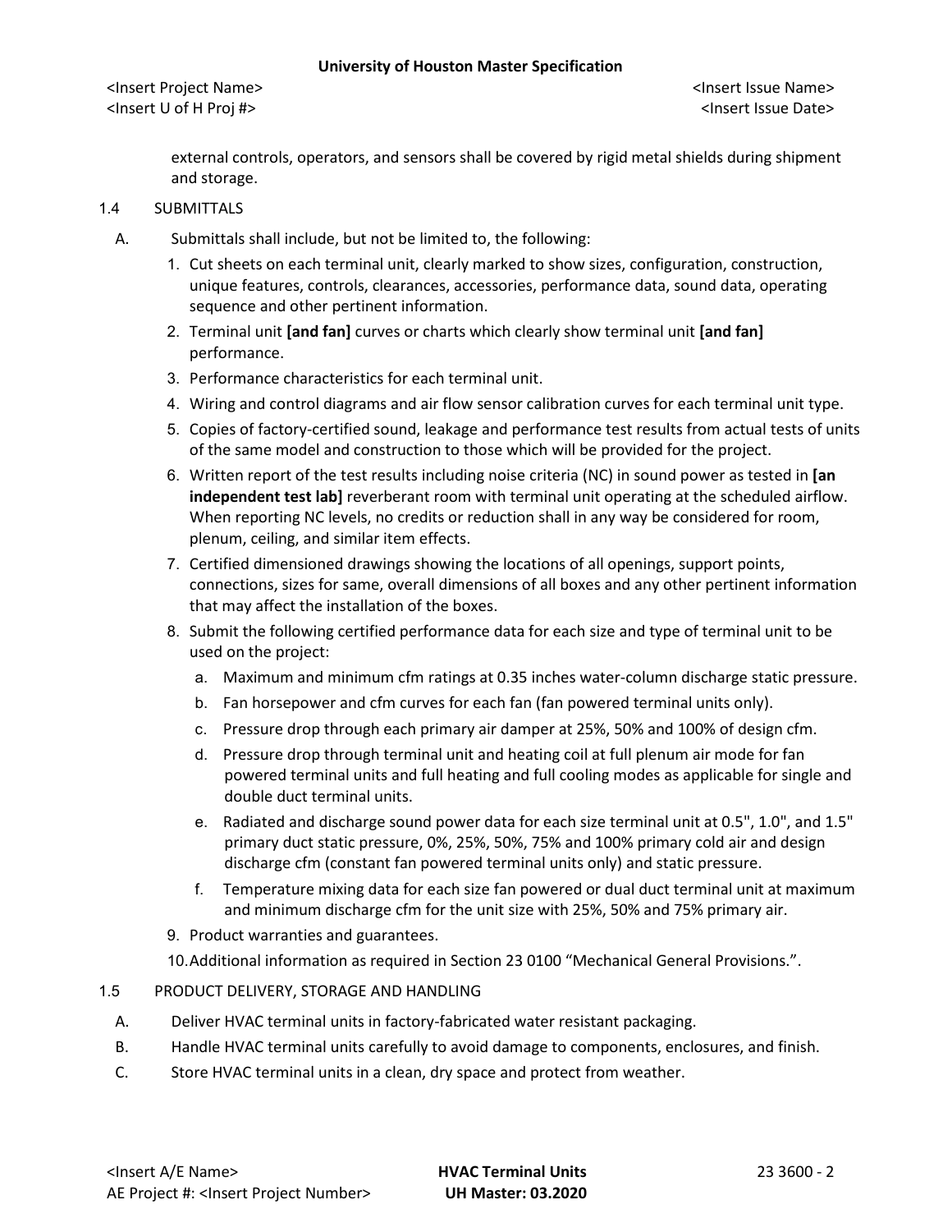external controls, operators, and sensors shall be covered by rigid metal shields during shipment and storage.

## 1.4 SUBMITTALS

A. Submittals shall include, but not be limited to, the following:

1. Cut sheets on each terminal unit, clearly marked to show sizes, configuration, construction, unique features, controls, clearances, accessories, performance data, sound data, operating sequence and other pertinent information.
2. Terminal unit **[and fan]** curves or charts which clearly show terminal unit **[and fan]** performance.
3. Performance characteristics for each terminal unit.
4. Wiring and control diagrams and air flow sensor calibration curves for each terminal unit type.
5. Copies of factory-certified sound, leakage and performance test results from actual tests of units of the same model and construction to those which will be provided for the project.
6. Written report of the test results including noise criteria (NC) in sound power as tested in **[an independent test lab]** reverberant room with terminal unit operating at the scheduled airflow. When reporting NC levels, no credits or reduction shall in any way be considered for room, plenum, ceiling, and similar item effects.
7. Certified dimensioned drawings showing the locations of all openings, support points, connections, sizes for same, overall dimensions of all boxes and any other pertinent information that may affect the installation of the boxes.
8. Submit the following certified performance data for each size and type of terminal unit to be used on the project:
   a. Maximum and minimum cfm ratings at 0.35 inches water-column discharge static pressure.
   b. Fan horsepower and cfm curves for each fan (fan powered terminal units only).
   c. Pressure drop through each primary air damper at 25%, 50% and 100% of design cfm.
   d. Pressure drop through terminal unit and heating coil at full plenum air mode for fan powered terminal units and full heating and full cooling modes as applicable for single and double duct terminal units.
   e. Radiated and discharge sound power data for each size terminal unit at 0.5", 1.0", and 1.5" primary duct static pressure, 0%, 25%, 50%, 75% and 100% primary cold air and design discharge cfm (constant fan powered terminal units only) and static pressure.
   f. Temperature mixing data for each size fan powered or dual duct terminal unit at maximum and minimum discharge cfm for the unit size with 25%, 50% and 75% primary air.
9. Product warranties and guarantees.
10. Additional information as required in Section 23 0100 "Mechanical General Provisions.".

## 1.5 PRODUCT DELIVERY, STORAGE AND HANDLING

A. Deliver HVAC terminal units in factory-fabricated water resistant packaging.

B. Handle HVAC terminal units carefully to avoid damage to components, enclosures, and finish.

C. Store HVAC terminal units in a clean, dry space and protect from weather.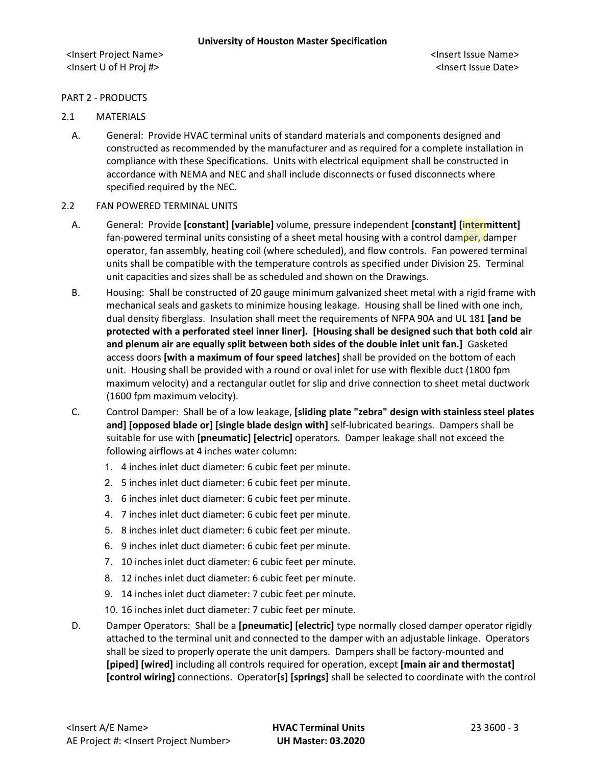PART 2 - PRODUCTS

2.1 MATERIALS

A. General: Provide HVAC terminal units of standard materials and components designed and constructed as recommended by the manufacturer and as required for a complete installation in compliance with these Specifications. Units with electrical equipment shall be constructed in accordance with NEMA and NEC and shall include disconnects or fused disconnects where specified required by the NEC.

2.2 FAN POWERED TERMINAL UNITS

A. General: Provide **[constant] [variable]** volume, pressure independent **[constant] [intermittent]** fan-powered terminal units consisting of a sheet metal housing with a control damper, damper operator, fan assembly, heating coil (where scheduled), and flow controls. Fan powered terminal units shall be compatible with the temperature controls as specified under Division 25. Terminal unit capacities and sizes shall be as scheduled and shown on the Drawings.

B. Housing: Shall be constructed of 20 gauge minimum galvanized sheet metal with a rigid frame with mechanical seals and gaskets to minimize housing leakage. Housing shall be lined with one inch, dual density fiberglass. Insulation shall meet the requirements of NFPA 90A and UL 181 **[and be protected with a perforated steel inner liner]. [Housing shall be designed such that both cold air and plenum air are equally split between both sides of the double inlet unit fan.]** Gasketed access doors **[with a maximum of four speed latches]** shall be provided on the bottom of each unit. Housing shall be provided with a round or oval inlet for use with flexible duct (1800 fpm maximum velocity) and a rectangular outlet for slip and drive connection to sheet metal ductwork (1600 fpm maximum velocity).

C. Control Damper: Shall be of a low leakage, **[sliding plate "zebra" design with stainless steel plates and] [opposed blade or] [single blade design with]** self-lubricated bearings. Dampers shall be suitable for use with **[pneumatic] [electric]** operators. Damper leakage shall not exceed the following airflows at 4 inches water column:

1. 4 inches inlet duct diameter: 6 cubic feet per minute.
2. 5 inches inlet duct diameter: 6 cubic feet per minute.
3. 6 inches inlet duct diameter: 6 cubic feet per minute.
4. 7 inches inlet duct diameter: 6 cubic feet per minute.
5. 8 inches inlet duct diameter: 6 cubic feet per minute.
6. 9 inches inlet duct diameter: 6 cubic feet per minute.
7. 10 inches inlet duct diameter: 6 cubic feet per minute.
8. 12 inches inlet duct diameter: 6 cubic feet per minute.
9. 14 inches inlet duct diameter: 7 cubic feet per minute.
10. 16 inches inlet duct diameter: 7 cubic feet per minute.

D. Damper Operators: Shall be a **[pneumatic] [electric]** type normally closed damper operator rigidly attached to the terminal unit and connected to the damper with an adjustable linkage. Operators shall be sized to properly operate the unit dampers. Dampers shall be factory-mounted and **[piped] [wired]** including all controls required for operation, except **[main air and thermostat] [control wiring]** connections. Operator**[s] [springs]** shall be selected to coordinate with the control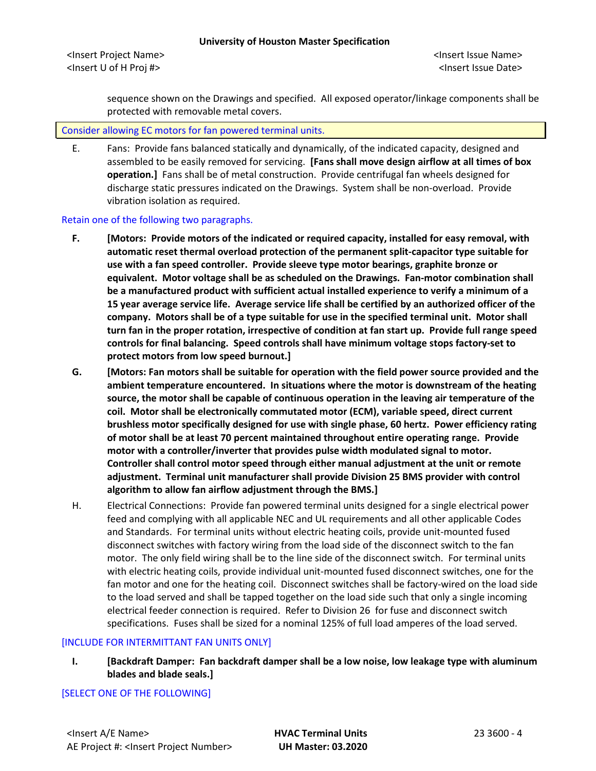sequence shown on the Drawings and specified. All exposed operator/linkage components shall be protected with removable metal covers.

Consider allowing EC motors for fan powered terminal units.

E. Fans: Provide fans balanced statically and dynamically, of the indicated capacity, designed and assembled to be easily removed for servicing. **[Fans shall move design airflow at all times of box operation.]** Fans shall be of metal construction. Provide centrifugal fan wheels designed for discharge static pressures indicated on the Drawings. System shall be non-overload. Provide vibration isolation as required.

Retain one of the following two paragraphs.

**F. [Motors: Provide motors of the indicated or required capacity, installed for easy removal, with automatic reset thermal overload protection of the permanent split-capacitor type suitable for use with a fan speed controller. Provide sleeve type motor bearings, graphite bronze or equivalent. Motor voltage shall be as scheduled on the Drawings. Fan-motor combination shall be a manufactured product with sufficient actual installed experience to verify a minimum of a 15 year average service life. Average service life shall be certified by an authorized officer of the company. Motors shall be of a type suitable for use in the specified terminal unit. Motor shall turn fan in the proper rotation, irrespective of condition at fan start up. Provide full range speed controls for final balancing. Speed controls shall have minimum voltage stops factory-set to protect motors from low speed burnout.]**

**G. [Motors: Fan motors shall be suitable for operation with the field power source provided and the ambient temperature encountered. In situations where the motor is downstream of the heating source, the motor shall be capable of continuous operation in the leaving air temperature of the coil. Motor shall be electronically commutated motor (ECM), variable speed, direct current brushless motor specifically designed for use with single phase, 60 hertz. Power efficiency rating of motor shall be at least 70 percent maintained throughout entire operating range. Provide motor with a controller/inverter that provides pulse width modulated signal to motor. Controller shall control motor speed through either manual adjustment at the unit or remote adjustment. Terminal unit manufacturer shall provide Division 25 BMS provider with control algorithm to allow fan airflow adjustment through the BMS.]**

H. Electrical Connections: Provide fan powered terminal units designed for a single electrical power feed and complying with all applicable NEC and UL requirements and all other applicable Codes and Standards. For terminal units without electric heating coils, provide unit-mounted fused disconnect switches with factory wiring from the load side of the disconnect switch to the fan motor. The only field wiring shall be to the line side of the disconnect switch. For terminal units with electric heating coils, provide individual unit-mounted fused disconnect switches, one for the fan motor and one for the heating coil. Disconnect switches shall be factory-wired on the load side to the load served and shall be tapped together on the load side such that only a single incoming electrical feeder connection is required. Refer to Division 26 for fuse and disconnect switch specifications. Fuses shall be sized for a nominal 125% of full load amperes of the load served.

[INCLUDE FOR INTERMITTANT FAN UNITS ONLY]

**I. [Backdraft Damper: Fan backdraft damper shall be a low noise, low leakage type with aluminum blades and blade seals.]**

[SELECT ONE OF THE FOLLOWING]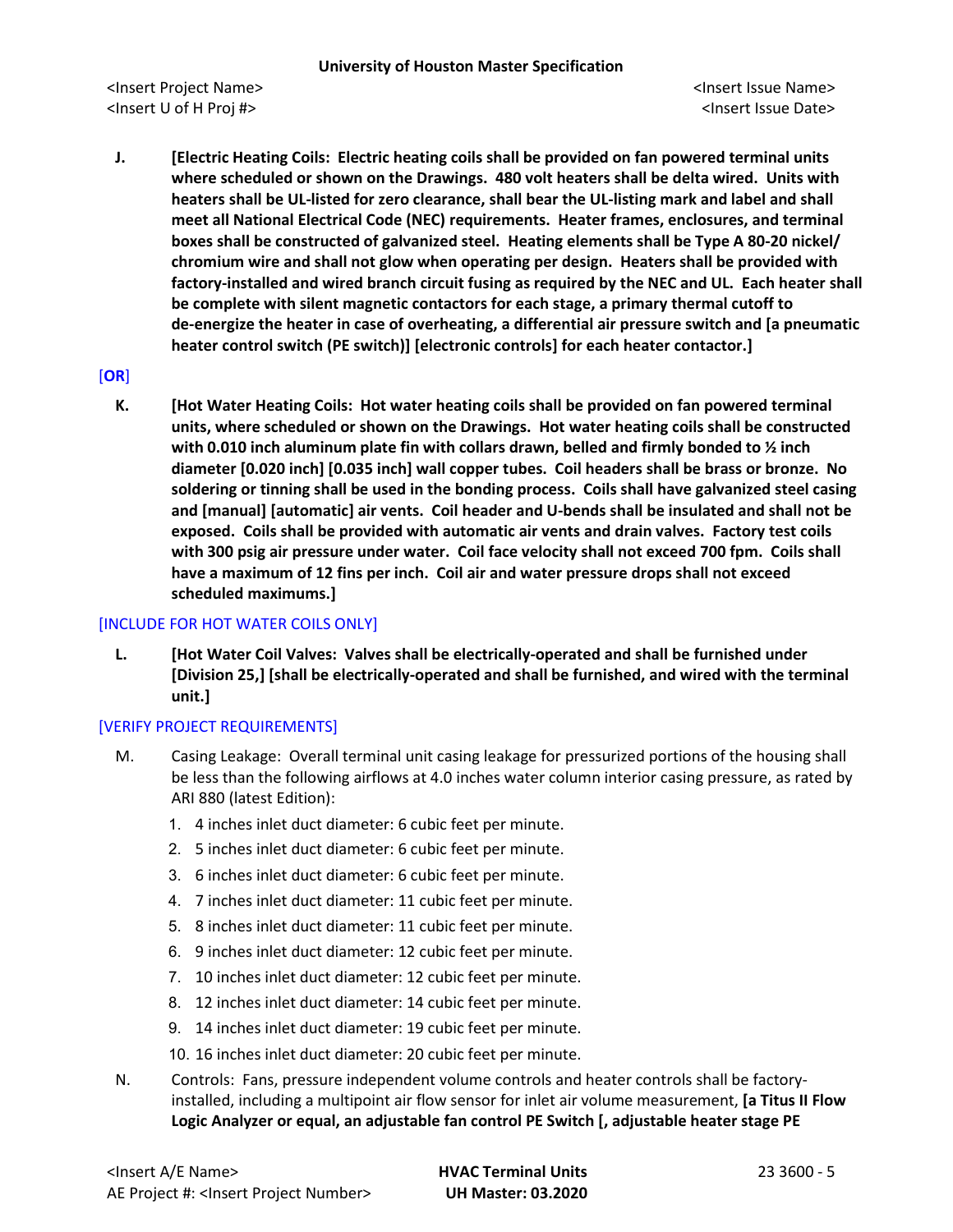J. **[Electric Heating Coils: Electric heating coils shall be provided on fan powered terminal units where scheduled or shown on the Drawings. 480 volt heaters shall be delta wired. Units with heaters shall be UL-listed for zero clearance, shall bear the UL-listing mark and label and shall meet all National Electrical Code (NEC) requirements. Heater frames, enclosures, and terminal boxes shall be constructed of galvanized steel. Heating elements shall be Type A 80-20 nickel/ chromium wire and shall not glow when operating per design. Heaters shall be provided with factory-installed and wired branch circuit fusing as required by the NEC and UL. Each heater shall be complete with silent magnetic contactors for each stage, a primary thermal cutoff to de-energize the heater in case of overheating, a differential air pressure switch and [a pneumatic heater control switch (PE switch)] [electronic controls] for each heater contactor.]**

[**OR**]

K. **[Hot Water Heating Coils: Hot water heating coils shall be provided on fan powered terminal units, where scheduled or shown on the Drawings. Hot water heating coils shall be constructed with 0.010 inch aluminum plate fin with collars drawn, belled and firmly bonded to ½ inch diameter [0.020 inch] [0.035 inch] wall copper tubes. Coil headers shall be brass or bronze. No soldering or tinning shall be used in the bonding process. Coils shall have galvanized steel casing and [manual] [automatic] air vents. Coil header and U-bends shall be insulated and shall not be exposed. Coils shall be provided with automatic air vents and drain valves. Factory test coils with 300 psig air pressure under water. Coil face velocity shall not exceed 700 fpm. Coils shall have a maximum of 12 fins per inch. Coil air and water pressure drops shall not exceed scheduled maximums.]**

[INCLUDE FOR HOT WATER COILS ONLY]

L. **[Hot Water Coil Valves: Valves shall be electrically-operated and shall be furnished under [Division 25,] [shall be electrically-operated and shall be furnished, and wired with the terminal unit.]**

[VERIFY PROJECT REQUIREMENTS]

M. Casing Leakage: Overall terminal unit casing leakage for pressurized portions of the housing shall be less than the following airflows at 4.0 inches water column interior casing pressure, as rated by ARI 880 (latest Edition):

1. 4 inches inlet duct diameter: 6 cubic feet per minute.
2. 5 inches inlet duct diameter: 6 cubic feet per minute.
3. 6 inches inlet duct diameter: 6 cubic feet per minute.
4. 7 inches inlet duct diameter: 11 cubic feet per minute.
5. 8 inches inlet duct diameter: 11 cubic feet per minute.
6. 9 inches inlet duct diameter: 12 cubic feet per minute.
7. 10 inches inlet duct diameter: 12 cubic feet per minute.
8. 12 inches inlet duct diameter: 14 cubic feet per minute.
9. 14 inches inlet duct diameter: 19 cubic feet per minute.
10. 16 inches inlet duct diameter: 20 cubic feet per minute.

N. Controls: Fans, pressure independent volume controls and heater controls shall be factory-installed, including a multipoint air flow sensor for inlet air volume measurement, **[a Titus II Flow Logic Analyzer or equal, an adjustable fan control PE Switch [, adjustable heater stage PE**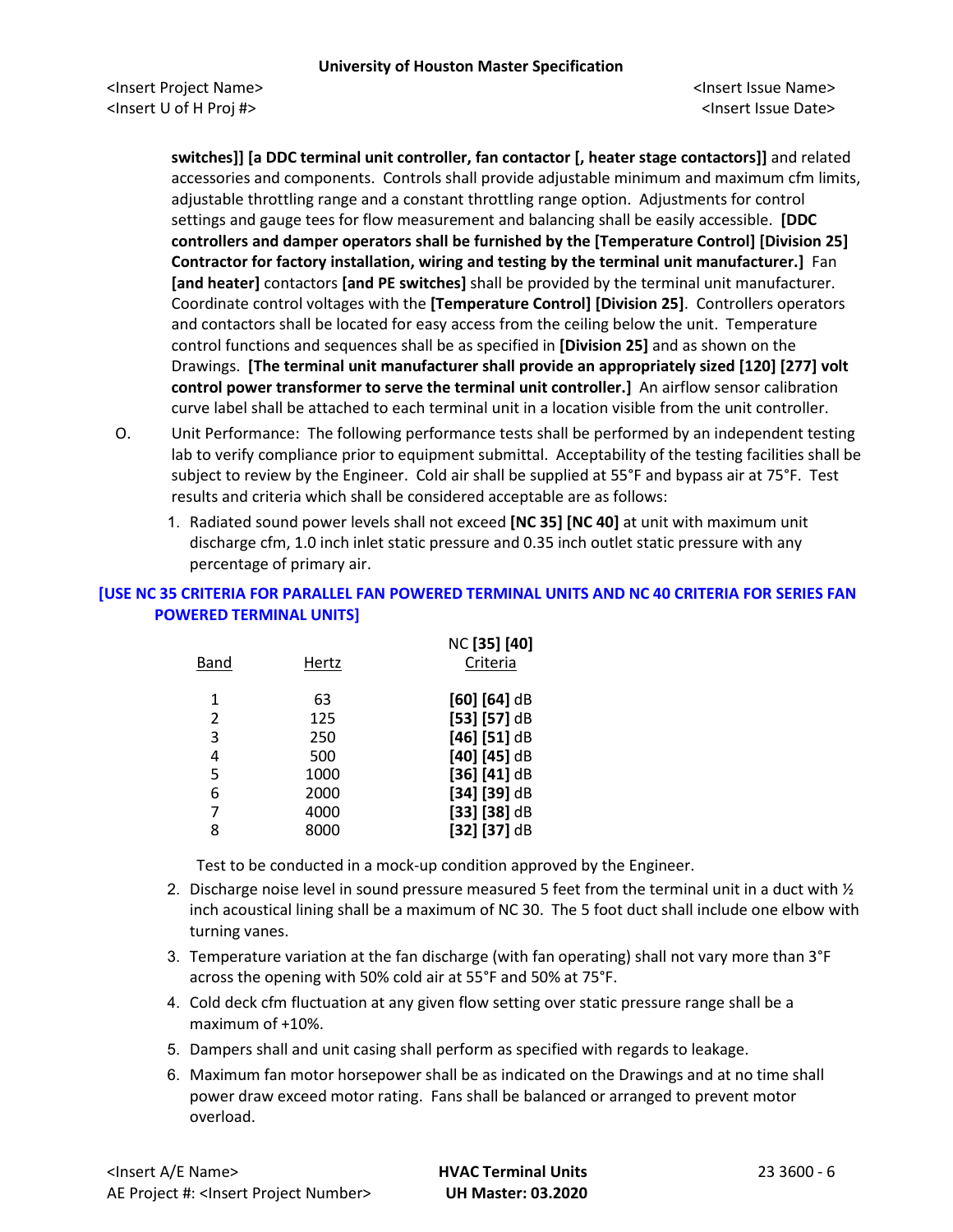switches]] **[a DDC terminal unit controller, fan contactor [, heater stage contactors]]** and related accessories and components. Controls shall provide adjustable minimum and maximum cfm limits, adjustable throttling range and a constant throttling range option. Adjustments for control settings and gauge tees for flow measurement and balancing shall be easily accessible. **[DDC controllers and damper operators shall be furnished by the [Temperature Control] [Division 25] Contractor for factory installation, wiring and testing by the terminal unit manufacturer.]** Fan **[and heater]** contactors **[and PE switches]** shall be provided by the terminal unit manufacturer. Coordinate control voltages with the **[Temperature Control] [Division 25]**. Controllers operators and contactors shall be located for easy access from the ceiling below the unit. Temperature control functions and sequences shall be as specified in **[Division 25]** and as shown on the Drawings. **[The terminal unit manufacturer shall provide an appropriately sized [120] [277] volt control power transformer to serve the terminal unit controller.]** An airflow sensor calibration curve label shall be attached to each terminal unit in a location visible from the unit controller.

O. Unit Performance: The following performance tests shall be performed by an independent testing lab to verify compliance prior to equipment submittal. Acceptability of the testing facilities shall be subject to review by the Engineer. Cold air shall be supplied at 55°F and bypass air at 75°F. Test results and criteria which shall be considered acceptable are as follows:

1. Radiated sound power levels shall not exceed **[NC 35] [NC 40]** at unit with maximum unit discharge cfm, 1.0 inch inlet static pressure and 0.35 inch outlet static pressure with any percentage of primary air.

**[USE NC 35 CRITERIA FOR PARALLEL FAN POWERED TERMINAL UNITS AND NC 40 CRITERIA FOR SERIES FAN POWERED TERMINAL UNITS]**

| Band | Hertz | NC **[35] [40]** Criteria |
|---|---|---|
| 1 | 63 | **[60] [64]** dB |
| 2 | 125 | **[53] [57]** dB |
| 3 | 250 | **[46] [51]** dB |
| 4 | 500 | **[40] [45]** dB |
| 5 | 1000 | **[36] [41]** dB |
| 6 | 2000 | **[34] [39]** dB |
| 7 | 4000 | **[33] [38]** dB |
| 8 | 8000 | **[32] [37]** dB |

Test to be conducted in a mock-up condition approved by the Engineer.

2. Discharge noise level in sound pressure measured 5 feet from the terminal unit in a duct with ½ inch acoustical lining shall be a maximum of NC 30. The 5 foot duct shall include one elbow with turning vanes.
3. Temperature variation at the fan discharge (with fan operating) shall not vary more than 3°F across the opening with 50% cold air at 55°F and 50% at 75°F.
4. Cold deck cfm fluctuation at any given flow setting over static pressure range shall be a maximum of +10%.
5. Dampers shall and unit casing shall perform as specified with regards to leakage.
6. Maximum fan motor horsepower shall be as indicated on the Drawings and at no time shall power draw exceed motor rating. Fans shall be balanced or arranged to prevent motor overload.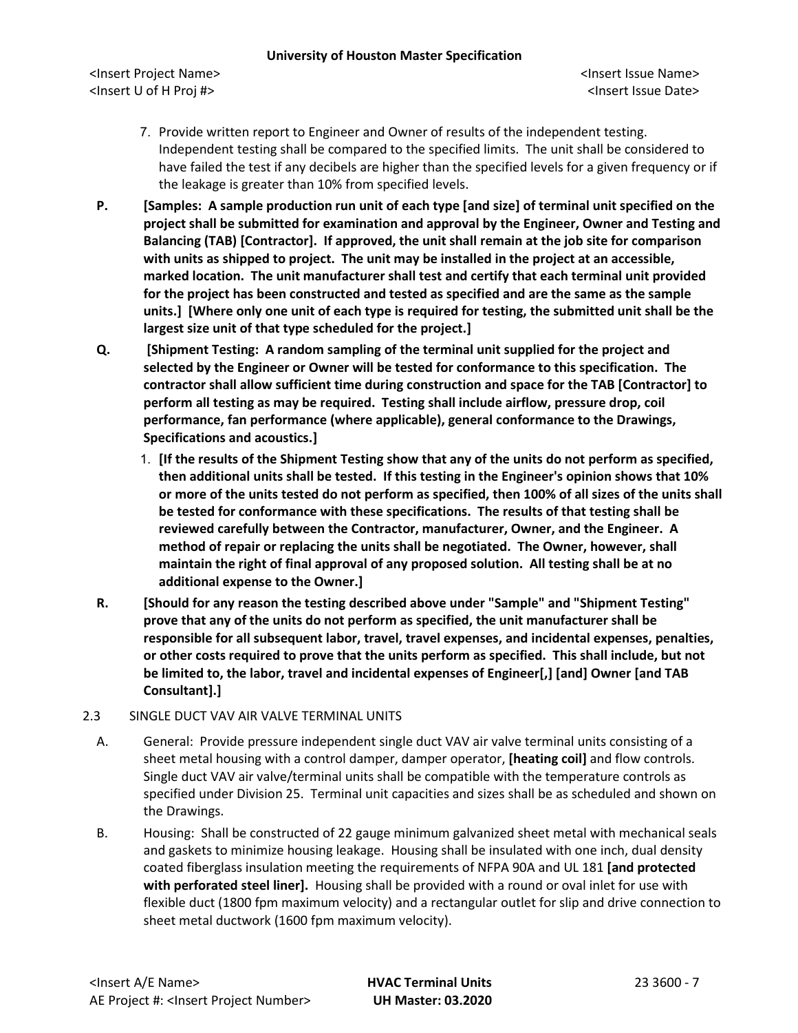7. Provide written report to Engineer and Owner of results of the independent testing. Independent testing shall be compared to the specified limits. The unit shall be considered to have failed the test if any decibels are higher than the specified levels for a given frequency or if the leakage is greater than 10% from specified levels.

P. **[Samples: A sample production run unit of each type [and size] of terminal unit specified on the project shall be submitted for examination and approval by the Engineer, Owner and Testing and Balancing (TAB) [Contractor]. If approved, the unit shall remain at the job site for comparison with units as shipped to project. The unit may be installed in the project at an accessible, marked location. The unit manufacturer shall test and certify that each terminal unit provided for the project has been constructed and tested as specified and are the same as the sample units.] [Where only one unit of each type is required for testing, the submitted unit shall be the largest size unit of that type scheduled for the project.]**

Q. **[Shipment Testing: A random sampling of the terminal unit supplied for the project and selected by the Engineer or Owner will be tested for conformance to this specification. The contractor shall allow sufficient time during construction and space for the TAB [Contractor] to perform all testing as may be required. Testing shall include airflow, pressure drop, coil performance, fan performance (where applicable), general conformance to the Drawings, Specifications and acoustics.]**

1. **[If the results of the Shipment Testing show that any of the units do not perform as specified, then additional units shall be tested. If this testing in the Engineer's opinion shows that 10% or more of the units tested do not perform as specified, then 100% of all sizes of the units shall be tested for conformance with these specifications. The results of that testing shall be reviewed carefully between the Contractor, manufacturer, Owner, and the Engineer. A method of repair or replacing the units shall be negotiated. The Owner, however, shall maintain the right of final approval of any proposed solution. All testing shall be at no additional expense to the Owner.]**

R. **[Should for any reason the testing described above under "Sample" and "Shipment Testing" prove that any of the units do not perform as specified, the unit manufacturer shall be responsible for all subsequent labor, travel, travel expenses, and incidental expenses, penalties, or other costs required to prove that the units perform as specified. This shall include, but not be limited to, the labor, travel and incidental expenses of Engineer[,] [and] Owner [and TAB Consultant].]**

2.3 SINGLE DUCT VAV AIR VALVE TERMINAL UNITS

A. General: Provide pressure independent single duct VAV air valve terminal units consisting of a sheet metal housing with a control damper, damper operator, **[heating coil]** and flow controls. Single duct VAV air valve/terminal units shall be compatible with the temperature controls as specified under Division 25. Terminal unit capacities and sizes shall be as scheduled and shown on the Drawings.

B. Housing: Shall be constructed of 22 gauge minimum galvanized sheet metal with mechanical seals and gaskets to minimize housing leakage. Housing shall be insulated with one inch, dual density coated fiberglass insulation meeting the requirements of NFPA 90A and UL 181 **[and protected with perforated steel liner].** Housing shall be provided with a round or oval inlet for use with flexible duct (1800 fpm maximum velocity) and a rectangular outlet for slip and drive connection to sheet metal ductwork (1600 fpm maximum velocity).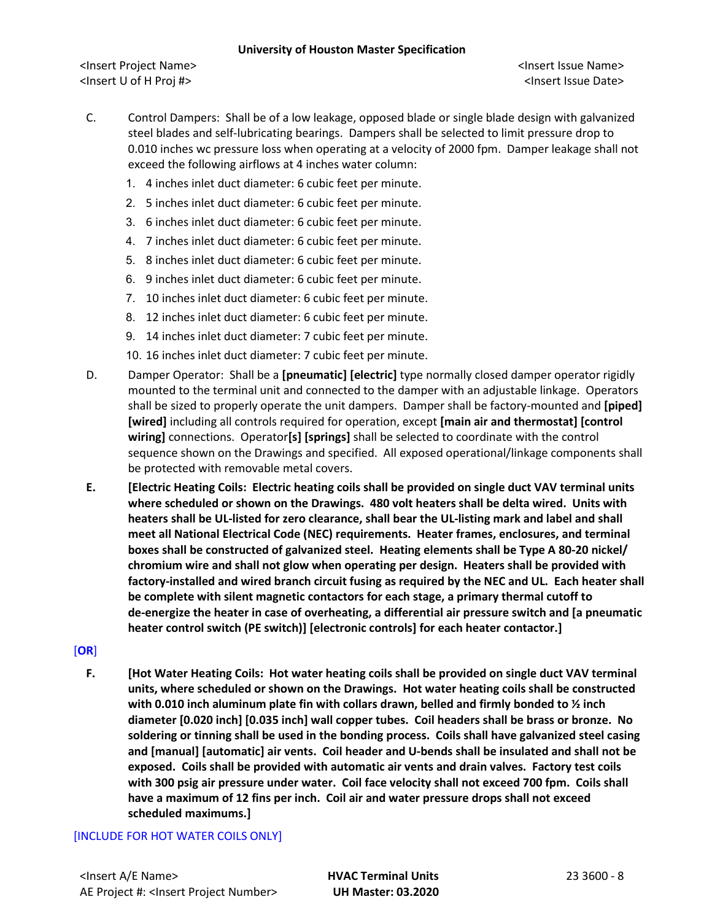C. Control Dampers: Shall be of a low leakage, opposed blade or single blade design with galvanized steel blades and self-lubricating bearings. Dampers shall be selected to limit pressure drop to 0.010 inches wc pressure loss when operating at a velocity of 2000 fpm. Damper leakage shall not exceed the following airflows at 4 inches water column:

1. 4 inches inlet duct diameter: 6 cubic feet per minute.
2. 5 inches inlet duct diameter: 6 cubic feet per minute.
3. 6 inches inlet duct diameter: 6 cubic feet per minute.
4. 7 inches inlet duct diameter: 6 cubic feet per minute.
5. 8 inches inlet duct diameter: 6 cubic feet per minute.
6. 9 inches inlet duct diameter: 6 cubic feet per minute.
7. 10 inches inlet duct diameter: 6 cubic feet per minute.
8. 12 inches inlet duct diameter: 6 cubic feet per minute.
9. 14 inches inlet duct diameter: 7 cubic feet per minute.
10. 16 inches inlet duct diameter: 7 cubic feet per minute.

D. Damper Operator: Shall be a **[pneumatic] [electric]** type normally closed damper operator rigidly mounted to the terminal unit and connected to the damper with an adjustable linkage. Operators shall be sized to properly operate the unit dampers. Damper shall be factory-mounted and **[piped] [wired]** including all controls required for operation, except **[main air and thermostat] [control wiring]** connections. Operator**[s] [springs]** shall be selected to coordinate with the control sequence shown on the Drawings and specified. All exposed operational/linkage components shall be protected with removable metal covers.

**E. [Electric Heating Coils: Electric heating coils shall be provided on single duct VAV terminal units where scheduled or shown on the Drawings. 480 volt heaters shall be delta wired. Units with heaters shall be UL-listed for zero clearance, shall bear the UL-listing mark and label and shall meet all National Electrical Code (NEC) requirements. Heater frames, enclosures, and terminal boxes shall be constructed of galvanized steel. Heating elements shall be Type A 80-20 nickel/ chromium wire and shall not glow when operating per design. Heaters shall be provided with factory-installed and wired branch circuit fusing as required by the NEC and UL. Each heater shall be complete with silent magnetic contactors for each stage, a primary thermal cutoff to de-energize the heater in case of overheating, a differential air pressure switch and [a pneumatic heater control switch (PE switch)] [electronic controls] for each heater contactor.]**

[**OR**]

**F. [Hot Water Heating Coils: Hot water heating coils shall be provided on single duct VAV terminal units, where scheduled or shown on the Drawings. Hot water heating coils shall be constructed with 0.010 inch aluminum plate fin with collars drawn, belled and firmly bonded to ½ inch diameter [0.020 inch] [0.035 inch] wall copper tubes. Coil headers shall be brass or bronze. No soldering or tinning shall be used in the bonding process. Coils shall have galvanized steel casing and [manual] [automatic] air vents. Coil header and U-bends shall be insulated and shall not be exposed. Coils shall be provided with automatic air vents and drain valves. Factory test coils with 300 psig air pressure under water. Coil face velocity shall not exceed 700 fpm. Coils shall have a maximum of 12 fins per inch. Coil air and water pressure drops shall not exceed scheduled maximums.]**

[INCLUDE FOR HOT WATER COILS ONLY]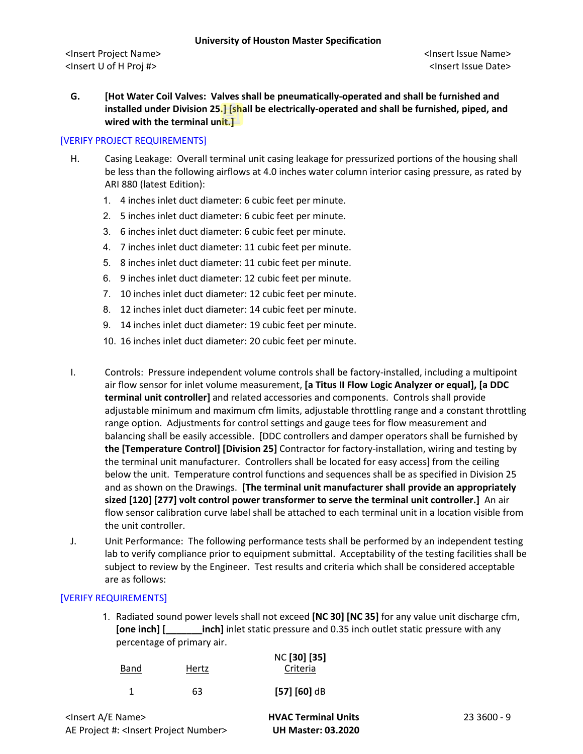G. **[Hot Water Coil Valves: Valves shall be pneumatically-operated and shall be furnished and installed under Division 25.] [shall be electrically-operated and shall be furnished, piped, and wired with the terminal unit.]**

[VERIFY PROJECT REQUIREMENTS]

H. Casing Leakage: Overall terminal unit casing leakage for pressurized portions of the housing shall be less than the following airflows at 4.0 inches water column interior casing pressure, as rated by ARI 880 (latest Edition):

1. 4 inches inlet duct diameter: 6 cubic feet per minute.
2. 5 inches inlet duct diameter: 6 cubic feet per minute.
3. 6 inches inlet duct diameter: 6 cubic feet per minute.
4. 7 inches inlet duct diameter: 11 cubic feet per minute.
5. 8 inches inlet duct diameter: 11 cubic feet per minute.
6. 9 inches inlet duct diameter: 12 cubic feet per minute.
7. 10 inches inlet duct diameter: 12 cubic feet per minute.
8. 12 inches inlet duct diameter: 14 cubic feet per minute.
9. 14 inches inlet duct diameter: 19 cubic feet per minute.
10. 16 inches inlet duct diameter: 20 cubic feet per minute.

I. Controls: Pressure independent volume controls shall be factory-installed, including a multipoint air flow sensor for inlet volume measurement, **[a Titus II Flow Logic Analyzer or equal], [a DDC terminal unit controller]** and related accessories and components. Controls shall provide adjustable minimum and maximum cfm limits, adjustable throttling range and a constant throttling range option. Adjustments for control settings and gauge tees for flow measurement and balancing shall be easily accessible. [DDC controllers and damper operators shall be furnished by **the [Temperature Control] [Division 25]** Contractor for factory-installation, wiring and testing by the terminal unit manufacturer. Controllers shall be located for easy access] from the ceiling below the unit. Temperature control functions and sequences shall be as specified in Division 25 and as shown on the Drawings. **[The terminal unit manufacturer shall provide an appropriately sized [120] [277] volt control power transformer to serve the terminal unit controller.]** An air flow sensor calibration curve label shall be attached to each terminal unit in a location visible from the unit controller.

J. Unit Performance: The following performance tests shall be performed by an independent testing lab to verify compliance prior to equipment submittal. Acceptability of the testing facilities shall be subject to review by the Engineer. Test results and criteria which shall be considered acceptable are as follows:

[VERIFY REQUIREMENTS]

1. Radiated sound power levels shall not exceed **[NC 30] [NC 35]** for any value unit discharge cfm, **[one inch] [_______inch]** inlet static pressure and 0.35 inch outlet static pressure with any percentage of primary air.

| Band | Hertz | NC **[30] [35]** Criteria |
|---|---|---|
| 1 | 63 | **[57] [60]** dB |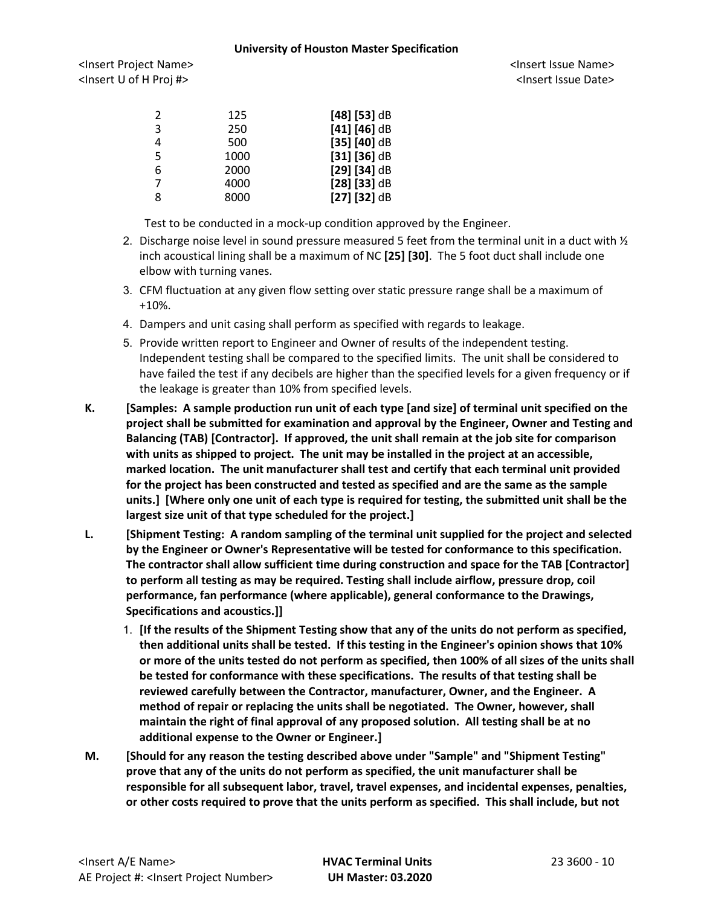| | | |
|---|---|---|
| 2 | 125 | **[48] [53]** dB |
| 3 | 250 | **[41] [46]** dB |
| 4 | 500 | **[35] [40]** dB |
| 5 | 1000 | **[31] [36]** dB |
| 6 | 2000 | **[29] [34]** dB |
| 7 | 4000 | **[28] [33]** dB |
| 8 | 8000 | **[27] [32]** dB |

Test to be conducted in a mock-up condition approved by the Engineer.

2. Discharge noise level in sound pressure measured 5 feet from the terminal unit in a duct with ½ inch acoustical lining shall be a maximum of NC **[25] [30]**. The 5 foot duct shall include one elbow with turning vanes.
3. CFM fluctuation at any given flow setting over static pressure range shall be a maximum of +10%.
4. Dampers and unit casing shall perform as specified with regards to leakage.
5. Provide written report to Engineer and Owner of results of the independent testing. Independent testing shall be compared to the specified limits. The unit shall be considered to have failed the test if any decibels are higher than the specified levels for a given frequency or if the leakage is greater than 10% from specified levels.

K. **[Samples: A sample production run unit of each type [and size] of terminal unit specified on the project shall be submitted for examination and approval by the Engineer, Owner and Testing and Balancing (TAB) [Contractor]. If approved, the unit shall remain at the job site for comparison with units as shipped to project. The unit may be installed in the project at an accessible, marked location. The unit manufacturer shall test and certify that each terminal unit provided for the project has been constructed and tested as specified and are the same as the sample units.] [Where only one unit of each type is required for testing, the submitted unit shall be the largest size unit of that type scheduled for the project.]**

L. **[Shipment Testing: A random sampling of the terminal unit supplied for the project and selected by the Engineer or Owner's Representative will be tested for conformance to this specification. The contractor shall allow sufficient time during construction and space for the TAB [Contractor] to perform all testing as may be required. Testing shall include airflow, pressure drop, coil performance, fan performance (where applicable), general conformance to the Drawings, Specifications and acoustics.]]**

1. **[If the results of the Shipment Testing show that any of the units do not perform as specified, then additional units shall be tested. If this testing in the Engineer's opinion shows that 10% or more of the units tested do not perform as specified, then 100% of all sizes of the units shall be tested for conformance with these specifications. The results of that testing shall be reviewed carefully between the Contractor, manufacturer, Owner, and the Engineer. A method of repair or replacing the units shall be negotiated. The Owner, however, shall maintain the right of final approval of any proposed solution. All testing shall be at no additional expense to the Owner or Engineer.]**

M. **[Should for any reason the testing described above under "Sample" and "Shipment Testing" prove that any of the units do not perform as specified, the unit manufacturer shall be responsible for all subsequent labor, travel, travel expenses, and incidental expenses, penalties, or other costs required to prove that the units perform as specified. This shall include, but not**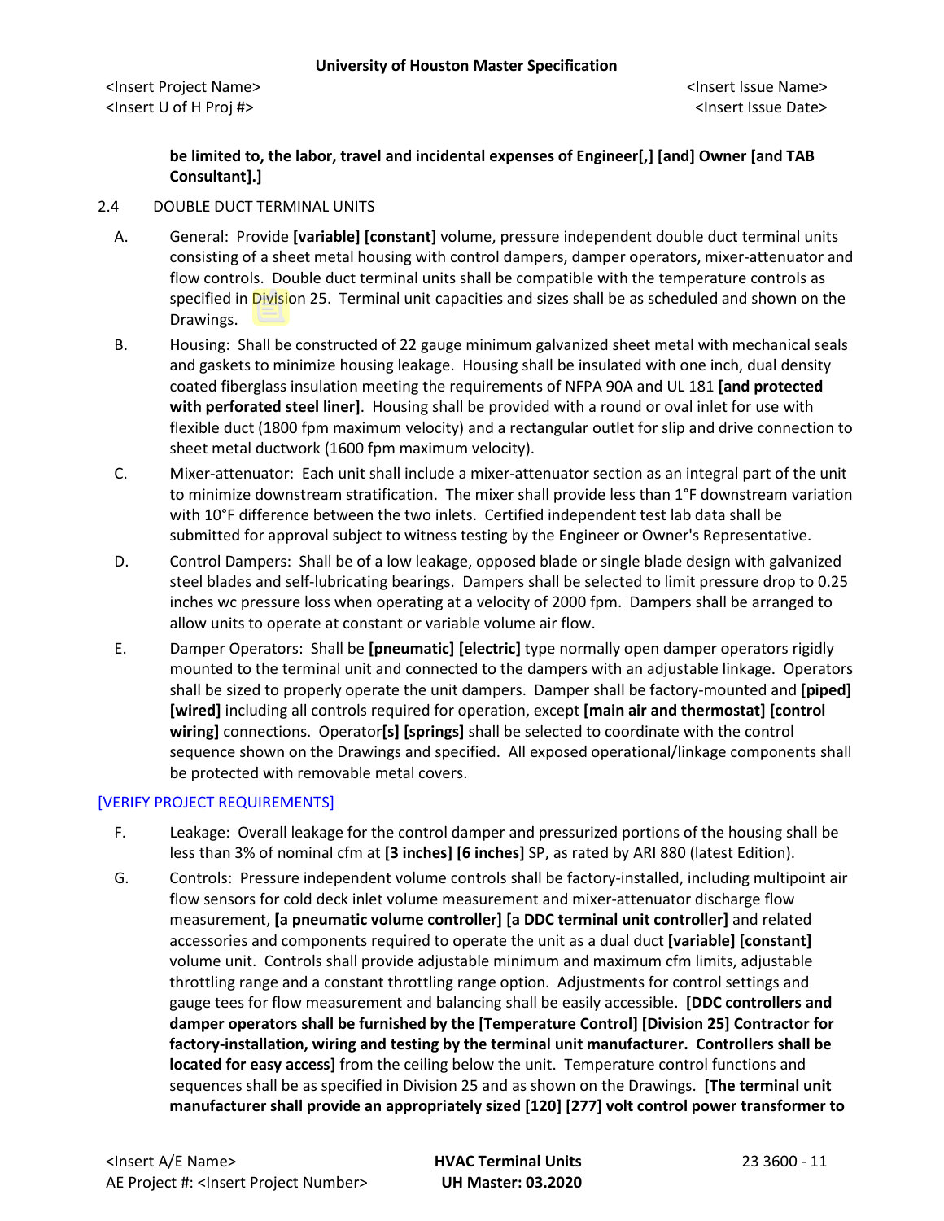**be limited to, the labor, travel and incidental expenses of Engineer[,] [and] Owner [and TAB Consultant].]**

2.4 DOUBLE DUCT TERMINAL UNITS

A. General: Provide **[variable] [constant]** volume, pressure independent double duct terminal units consisting of a sheet metal housing with control dampers, damper operators, mixer-attenuator and flow controls. Double duct terminal units shall be compatible with the temperature controls as specified in Division 25. Terminal unit capacities and sizes shall be as scheduled and shown on the Drawings.

B. Housing: Shall be constructed of 22 gauge minimum galvanized sheet metal with mechanical seals and gaskets to minimize housing leakage. Housing shall be insulated with one inch, dual density coated fiberglass insulation meeting the requirements of NFPA 90A and UL 181 **[and protected with perforated steel liner]**. Housing shall be provided with a round or oval inlet for use with flexible duct (1800 fpm maximum velocity) and a rectangular outlet for slip and drive connection to sheet metal ductwork (1600 fpm maximum velocity).

C. Mixer-attenuator: Each unit shall include a mixer-attenuator section as an integral part of the unit to minimize downstream stratification. The mixer shall provide less than 1°F downstream variation with 10°F difference between the two inlets. Certified independent test lab data shall be submitted for approval subject to witness testing by the Engineer or Owner's Representative.

D. Control Dampers: Shall be of a low leakage, opposed blade or single blade design with galvanized steel blades and self-lubricating bearings. Dampers shall be selected to limit pressure drop to 0.25 inches wc pressure loss when operating at a velocity of 2000 fpm. Dampers shall be arranged to allow units to operate at constant or variable volume air flow.

E. Damper Operators: Shall be **[pneumatic] [electric]** type normally open damper operators rigidly mounted to the terminal unit and connected to the dampers with an adjustable linkage. Operators shall be sized to properly operate the unit dampers. Damper shall be factory-mounted and **[piped] [wired]** including all controls required for operation, except **[main air and thermostat] [control wiring]** connections. Operator**[s] [springs]** shall be selected to coordinate with the control sequence shown on the Drawings and specified. All exposed operational/linkage components shall be protected with removable metal covers.

[VERIFY PROJECT REQUIREMENTS]

F. Leakage: Overall leakage for the control damper and pressurized portions of the housing shall be less than 3% of nominal cfm at **[3 inches] [6 inches]** SP, as rated by ARI 880 (latest Edition).

G. Controls: Pressure independent volume controls shall be factory-installed, including multipoint air flow sensors for cold deck inlet volume measurement and mixer-attenuator discharge flow measurement, **[a pneumatic volume controller] [a DDC terminal unit controller]** and related accessories and components required to operate the unit as a dual duct **[variable] [constant]** volume unit. Controls shall provide adjustable minimum and maximum cfm limits, adjustable throttling range and a constant throttling range option. Adjustments for control settings and gauge tees for flow measurement and balancing shall be easily accessible. **[DDC controllers and damper operators shall be furnished by the [Temperature Control] [Division 25] Contractor for factory-installation, wiring and testing by the terminal unit manufacturer. Controllers shall be located for easy access]** from the ceiling below the unit. Temperature control functions and sequences shall be as specified in Division 25 and as shown on the Drawings. **[The terminal unit manufacturer shall provide an appropriately sized [120] [277] volt control power transformer to**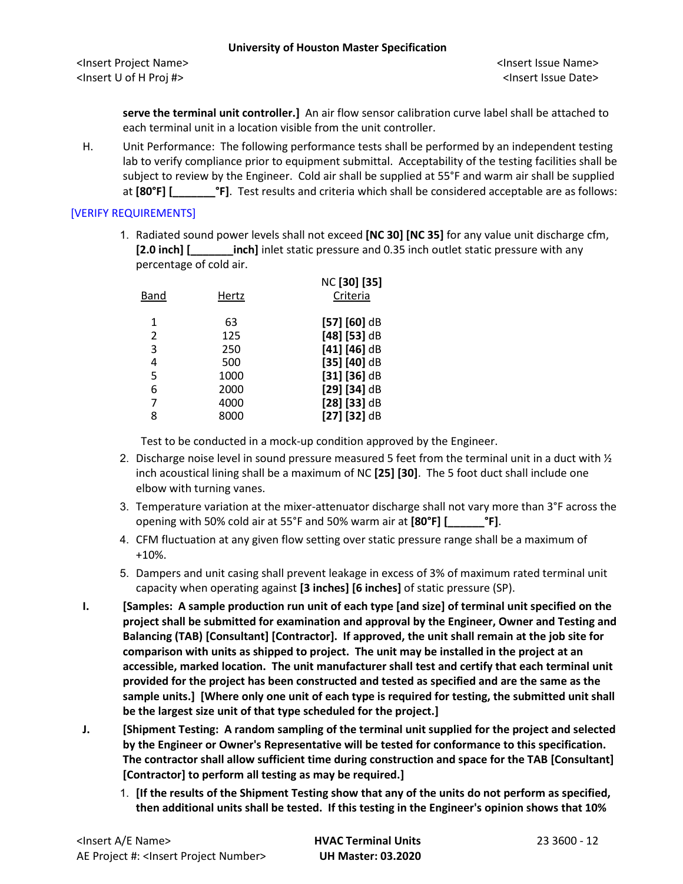**serve the terminal unit controller.]** An air flow sensor calibration curve label shall be attached to each terminal unit in a location visible from the unit controller.

H. Unit Performance: The following performance tests shall be performed by an independent testing lab to verify compliance prior to equipment submittal. Acceptability of the testing facilities shall be subject to review by the Engineer. Cold air shall be supplied at 55°F and warm air shall be supplied at **[80°F] [_______°F]**. Test results and criteria which shall be considered acceptable are as follows:

[VERIFY REQUIREMENTS]

1. Radiated sound power levels shall not exceed **[NC 30] [NC 35]** for any value unit discharge cfm, **[2.0 inch] [_______inch]** inlet static pressure and 0.35 inch outlet static pressure with any percentage of cold air.

| Band | Hertz | NC **[30] [35]** Criteria |
|---|---|---|
| 1 | 63 | **[57] [60]** dB |
| 2 | 125 | **[48] [53]** dB |
| 3 | 250 | **[41] [46]** dB |
| 4 | 500 | **[35] [40]** dB |
| 5 | 1000 | **[31] [36]** dB |
| 6 | 2000 | **[29] [34]** dB |
| 7 | 4000 | **[28] [33]** dB |
| 8 | 8000 | **[27] [32]** dB |

Test to be conducted in a mock-up condition approved by the Engineer.

2. Discharge noise level in sound pressure measured 5 feet from the terminal unit in a duct with ½ inch acoustical lining shall be a maximum of NC **[25] [30]**. The 5 foot duct shall include one elbow with turning vanes.
3. Temperature variation at the mixer-attenuator discharge shall not vary more than 3°F across the opening with 50% cold air at 55°F and 50% warm air at **[80°F] [______°F]**.
4. CFM fluctuation at any given flow setting over static pressure range shall be a maximum of +10%.
5. Dampers and unit casing shall prevent leakage in excess of 3% of maximum rated terminal unit capacity when operating against **[3 inches] [6 inches]** of static pressure (SP).

I. **[Samples: A sample production run unit of each type [and size] of terminal unit specified on the project shall be submitted for examination and approval by the Engineer, Owner and Testing and Balancing (TAB) [Consultant] [Contractor]. If approved, the unit shall remain at the job site for comparison with units as shipped to project. The unit may be installed in the project at an accessible, marked location. The unit manufacturer shall test and certify that each terminal unit provided for the project has been constructed and tested as specified and are the same as the sample units.] [Where only one unit of each type is required for testing, the submitted unit shall be the largest size unit of that type scheduled for the project.]**

J. **[Shipment Testing: A random sampling of the terminal unit supplied for the project and selected by the Engineer or Owner's Representative will be tested for conformance to this specification. The contractor shall allow sufficient time during construction and space for the TAB [Consultant] [Contractor] to perform all testing as may be required.]**

1. **[If the results of the Shipment Testing show that any of the units do not perform as specified, then additional units shall be tested. If this testing in the Engineer's opinion shows that 10%**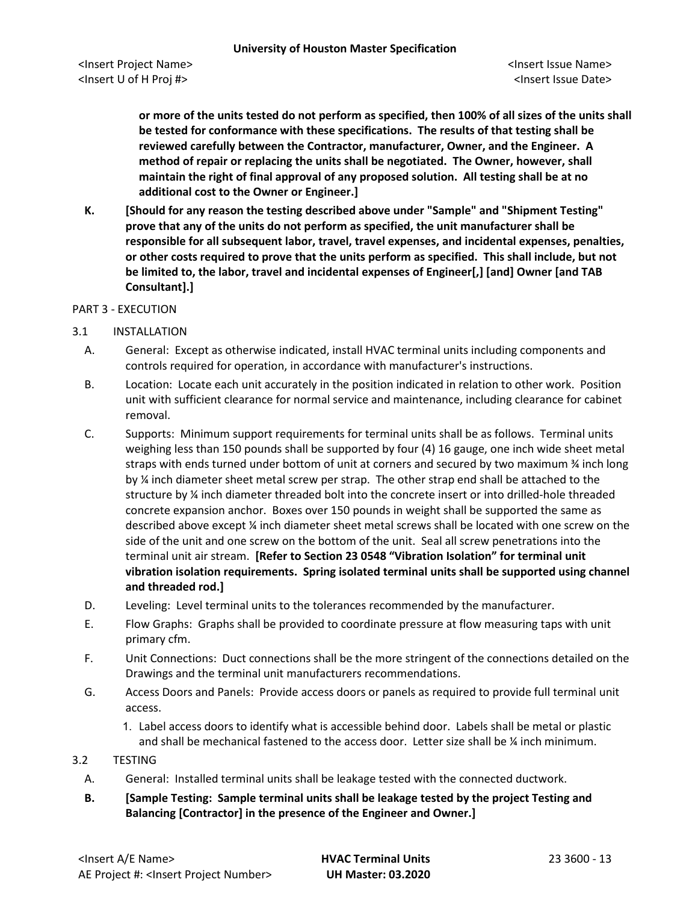**or more of the units tested do not perform as specified, then 100% of all sizes of the units shall be tested for conformance with these specifications. The results of that testing shall be reviewed carefully between the Contractor, manufacturer, Owner, and the Engineer. A method of repair or replacing the units shall be negotiated. The Owner, however, shall maintain the right of final approval of any proposed solution. All testing shall be at no additional cost to the Owner or Engineer.]**

K. **[Should for any reason the testing described above under "Sample" and "Shipment Testing" prove that any of the units do not perform as specified, the unit manufacturer shall be responsible for all subsequent labor, travel, travel expenses, and incidental expenses, penalties, or other costs required to prove that the units perform as specified. This shall include, but not be limited to, the labor, travel and incidental expenses of Engineer[,] [and] Owner [and TAB Consultant].]**

## PART 3 - EXECUTION

### 3.1 INSTALLATION

A. General: Except as otherwise indicated, install HVAC terminal units including components and controls required for operation, in accordance with manufacturer's instructions.

B. Location: Locate each unit accurately in the position indicated in relation to other work. Position unit with sufficient clearance for normal service and maintenance, including clearance for cabinet removal.

C. Supports: Minimum support requirements for terminal units shall be as follows. Terminal units weighing less than 150 pounds shall be supported by four (4) 16 gauge, one inch wide sheet metal straps with ends turned under bottom of unit at corners and secured by two maximum ¾ inch long by ¼ inch diameter sheet metal screw per strap. The other strap end shall be attached to the structure by ¼ inch diameter threaded bolt into the concrete insert or into drilled-hole threaded concrete expansion anchor. Boxes over 150 pounds in weight shall be supported the same as described above except ¼ inch diameter sheet metal screws shall be located with one screw on the side of the unit and one screw on the bottom of the unit. Seal all screw penetrations into the terminal unit air stream. **[Refer to Section 23 0548 "Vibration Isolation" for terminal unit vibration isolation requirements. Spring isolated terminal units shall be supported using channel and threaded rod.]**

D. Leveling: Level terminal units to the tolerances recommended by the manufacturer.

E. Flow Graphs: Graphs shall be provided to coordinate pressure at flow measuring taps with unit primary cfm.

F. Unit Connections: Duct connections shall be the more stringent of the connections detailed on the Drawings and the terminal unit manufacturers recommendations.

G. Access Doors and Panels: Provide access doors or panels as required to provide full terminal unit access.

1. Label access doors to identify what is accessible behind door. Labels shall be metal or plastic and shall be mechanical fastened to the access door. Letter size shall be ¼ inch minimum.

### 3.2 TESTING

A. General: Installed terminal units shall be leakage tested with the connected ductwork.

B. **[Sample Testing: Sample terminal units shall be leakage tested by the project Testing and Balancing [Contractor] in the presence of the Engineer and Owner.]**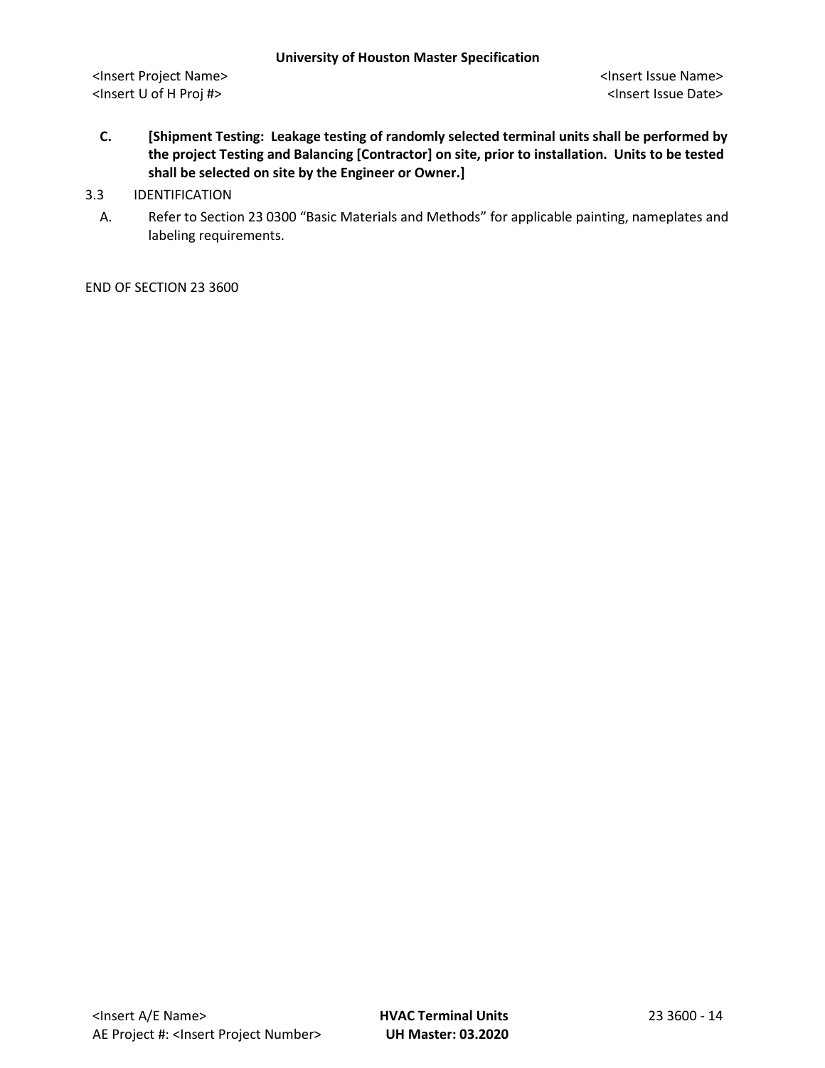**C. [Shipment Testing: Leakage testing of randomly selected terminal units shall be performed by the project Testing and Balancing [Contractor] on site, prior to installation. Units to be tested shall be selected on site by the Engineer or Owner.]**

3.3 IDENTIFICATION

A. Refer to Section 23 0300 “Basic Materials and Methods” for applicable painting, nameplates and labeling requirements.

END OF SECTION 23 3600